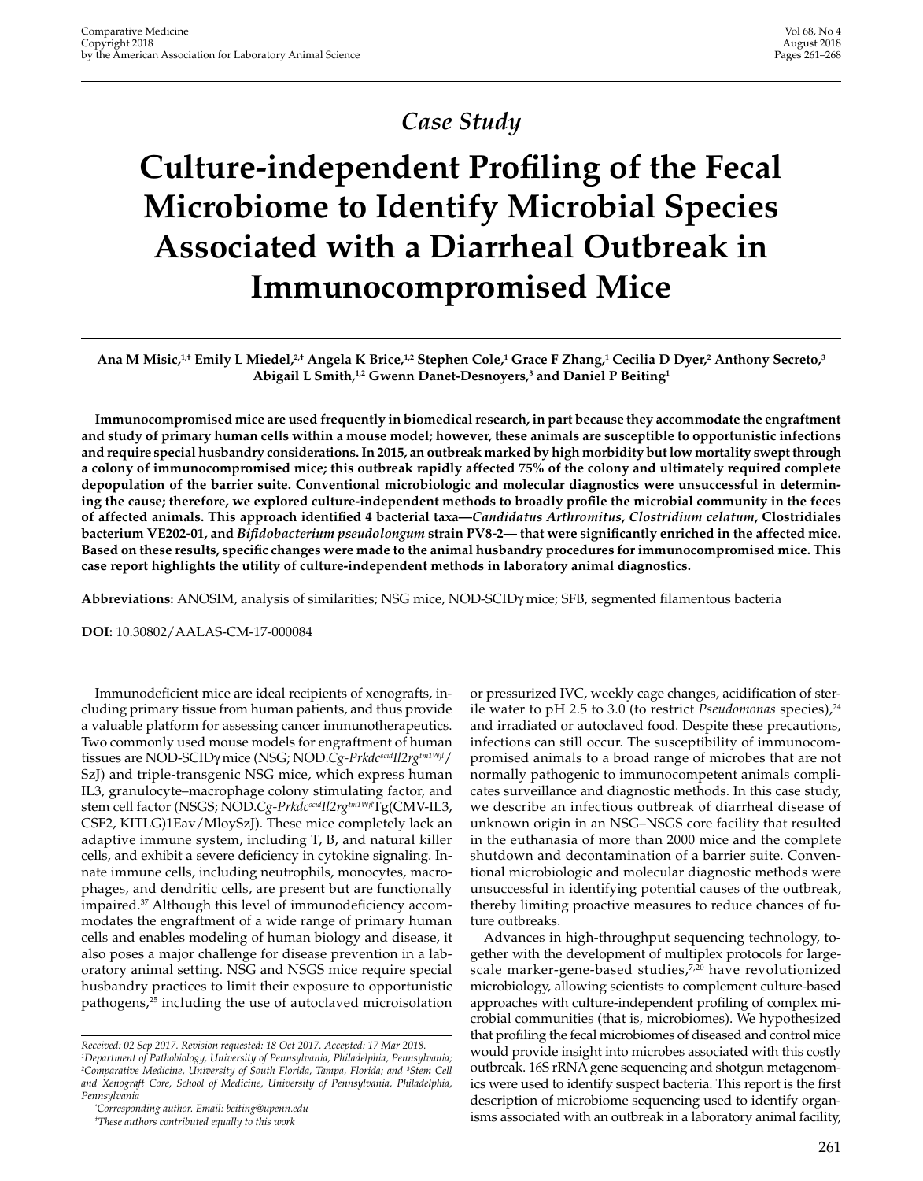*Case Study*

# Culture-independent Profiling of the Fecal Microbiome to Identify Microbial Species Associated with a Diarrheal Outbreak in Immunocompromised Mice

**Ana M Misic,[1,†] Emily L Miedel,[2,†] Angela K Brice,[1,2] Stephen Cole,[1] Grace F Zhang,[1] Cecilia D Dyer,[2] Anthony Secreto,[3] Abigail L Smith,[1,2] Gwenn Danet-Desnoyers,[3] and Daniel P Beiting[1]**

**Immunocompromised mice are used frequently in biomedical research, in part because they accommodate the engraftment and study of primary human cells within a mouse model; however, these animals are susceptible to opportunistic infections and require special husbandry considerations. In 2015, an outbreak marked by high morbidity but low mortality swept through a colony of immunocompromised mice; this outbreak rapidly affected 75% of the colony and ultimately required complete depopulation of the barrier suite. Conventional microbiologic and molecular diagnostics were unsuccessful in determining the cause; therefore, we explored culture-independent methods to broadly profile the microbial community in the feces of affected animals. This approach identified 4 bacterial taxa—*Candidatus Arthromitus*, *Clostridium celatum*, Clostridiales bacterium VE202-01, and *Bifidobacterium pseudolongum* strain PV8-2— that were significantly enriched in the affected mice. Based on these results, specific changes were made to the animal husbandry procedures for immunocompromised mice. This case report highlights the utility of culture-independent methods in laboratory animal diagnostics.**

**Abbreviations:** ANOSIM, analysis of similarities; NSG mice, NOD-SCIDγ mice; SFB, segmented filamentous bacteria

**DOI:** 10.30802/AALAS-CM-17-000084

Immunodeficient mice are ideal recipients of xenografts, including primary tissue from human patients, and thus provide a valuable platform for assessing cancer immunotherapeutics. Two commonly used mouse models for engraftment of human tissues are NOD-SCIDγ mice (NSG; NOD.*Cg-Prkdc$^{scid}$Il2rg$^{tm1Wjl}$*/SzJ) and triple-transgenic NSG mice, which express human IL3, granulocyte–macrophage colony stimulating factor, and stem cell factor (NSGS; NOD.*Cg-Prkdc$^{scid}$Il2rg$^{tm1Wjl}$*Tg(CMV-IL3, CSF2, KITLG)1Eav/MloySzJ). These mice completely lack an adaptive immune system, including T, B, and natural killer cells, and exhibit a severe deficiency in cytokine signaling. Innate immune cells, including neutrophils, monocytes, macrophages, and dendritic cells, are present but are functionally impaired.[37] Although this level of immunodeficiency accommodates the engraftment of a wide range of primary human cells and enables modeling of human biology and disease, it also poses a major challenge for disease prevention in a laboratory animal setting. NSG and NSGS mice require special husbandry practices to limit their exposure to opportunistic pathogens,[25] including the use of autoclaved microisolation or pressurized IVC, weekly cage changes, acidification of sterile water to pH 2.5 to 3.0 (to restrict *Pseudomonas* species),[24] and irradiated or autoclaved food. Despite these precautions, infections can still occur. The susceptibility of immunocompromised animals to a broad range of microbes that are not normally pathogenic to immunocompetent animals complicates surveillance and diagnostic methods. In this case study, we describe an infectious outbreak of diarrheal disease of unknown origin in an NSG–NSGS core facility that resulted in the euthanasia of more than 2000 mice and the complete shutdown and decontamination of a barrier suite. Conventional microbiologic and molecular diagnostic methods were unsuccessful in identifying potential causes of the outbreak, thereby limiting proactive measures to reduce chances of future outbreaks.

Advances in high-throughput sequencing technology, together with the development of multiplex protocols for large-scale marker-gene-based studies,[7,20] have revolutionized microbiology, allowing scientists to complement culture-based approaches with culture-independent profiling of complex microbial communities (that is, microbiomes). We hypothesized that profiling the fecal microbiomes of diseased and control mice would provide insight into microbes associated with this costly outbreak. 16S rRNA gene sequencing and shotgun metagenomics were used to identify suspect bacteria. This report is the first description of microbiome sequencing used to identify organisms associated with an outbreak in a laboratory animal facility,

Received: 02 Sep 2017. Revision requested: 18 Oct 2017. Accepted: 17 Mar 2018.
[1]Department of Pathobiology, University of Pennsylvania, Philadelphia, Pennsylvania; [2]Comparative Medicine, University of South Florida, Tampa, Florida; and [3]Stem Cell and Xenograft Core, School of Medicine, University of Pennsylvania, Philadelphia, Pennsylvania

*Corresponding author. Email: beiting@upenn.edu
†These authors contributed equally to this work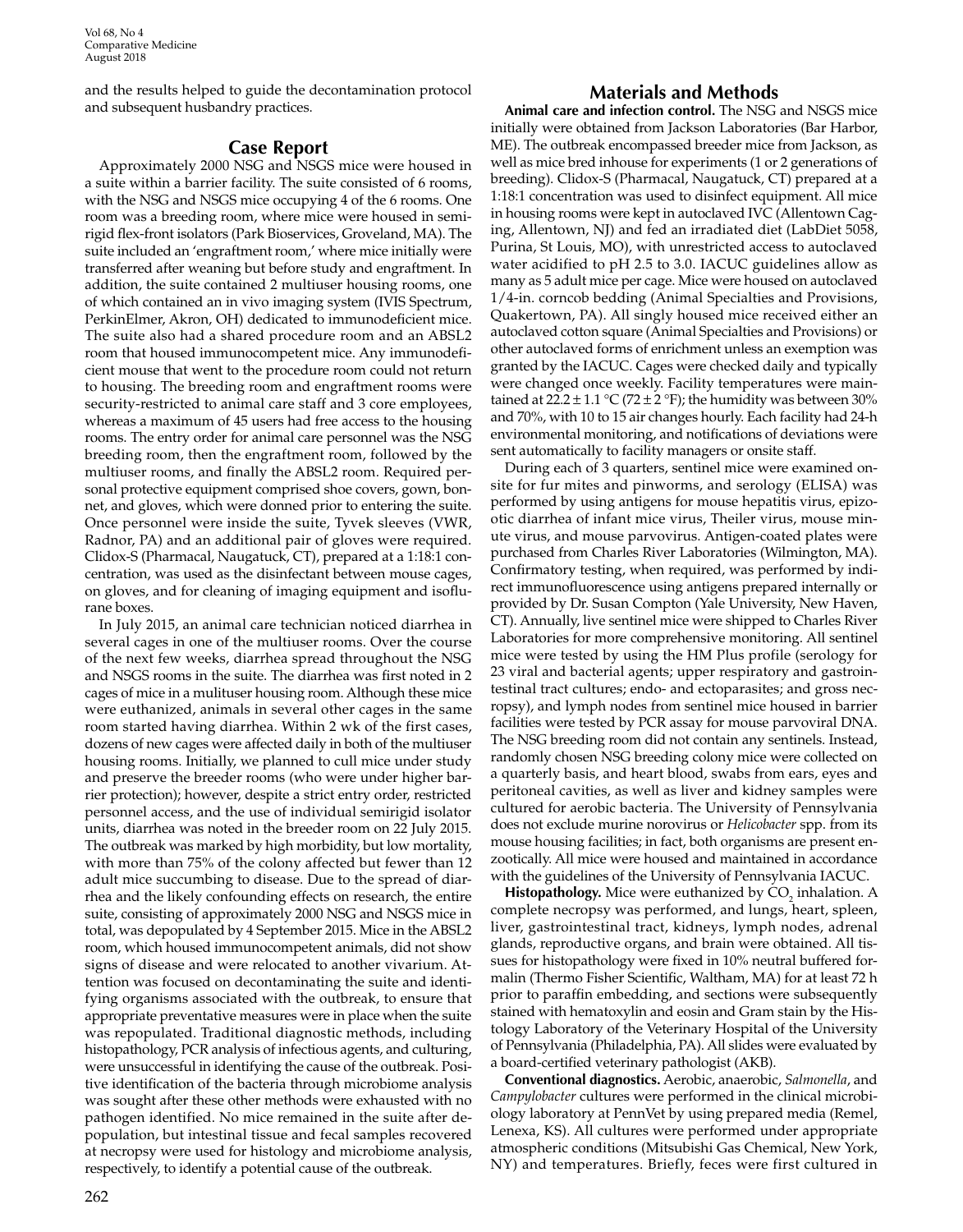and the results helped to guide the decontamination protocol and subsequent husbandry practices.

## Case Report

Approximately 2000 NSG and NSGS mice were housed in a suite within a barrier facility. The suite consisted of 6 rooms, with the NSG and NSGS mice occupying 4 of the 6 rooms. One room was a breeding room, where mice were housed in semirigid flex-front isolators (Park Bioservices, Groveland, MA). The suite included an 'engraftment room,' where mice initially were transferred after weaning but before study and engraftment. In addition, the suite contained 2 multiuser housing rooms, one of which contained an in vivo imaging system (IVIS Spectrum, PerkinElmer, Akron, OH) dedicated to immunodeficient mice. The suite also had a shared procedure room and an ABSL2 room that housed immunocompetent mice. Any immunodeficient mouse that went to the procedure room could not return to housing. The breeding room and engraftment rooms were security-restricted to animal care staff and 3 core employees, whereas a maximum of 45 users had free access to the housing rooms. The entry order for animal care personnel was the NSG breeding room, then the engraftment room, followed by the multiuser rooms, and finally the ABSL2 room. Required personal protective equipment comprised shoe covers, gown, bonnet, and gloves, which were donned prior to entering the suite. Once personnel were inside the suite, Tyvek sleeves (VWR, Radnor, PA) and an additional pair of gloves were required. Clidox-S (Pharmacal, Naugatuck, CT), prepared at a 1:18:1 concentration, was used as the disinfectant between mouse cages, on gloves, and for cleaning of imaging equipment and isoflurane boxes.

In July 2015, an animal care technician noticed diarrhea in several cages in one of the multiuser rooms. Over the course of the next few weeks, diarrhea spread throughout the NSG and NSGS rooms in the suite. The diarrhea was first noted in 2 cages of mice in a mulituser housing room. Although these mice were euthanized, animals in several other cages in the same room started having diarrhea. Within 2 wk of the first cases, dozens of new cages were affected daily in both of the multiuser housing rooms. Initially, we planned to cull mice under study and preserve the breeder rooms (who were under higher barrier protection); however, despite a strict entry order, restricted personnel access, and the use of individual semirigid isolator units, diarrhea was noted in the breeder room on 22 July 2015. The outbreak was marked by high morbidity, but low mortality, with more than 75% of the colony affected but fewer than 12 adult mice succumbing to disease. Due to the spread of diarrhea and the likely confounding effects on research, the entire suite, consisting of approximately 2000 NSG and NSGS mice in total, was depopulated by 4 September 2015. Mice in the ABSL2 room, which housed immunocompetent animals, did not show signs of disease and were relocated to another vivarium. Attention was focused on decontaminating the suite and identifying organisms associated with the outbreak, to ensure that appropriate preventative measures were in place when the suite was repopulated. Traditional diagnostic methods, including histopathology, PCR analysis of infectious agents, and culturing, were unsuccessful in identifying the cause of the outbreak. Positive identification of the bacteria through microbiome analysis was sought after these other methods were exhausted with no pathogen identified. No mice remained in the suite after depopulation, but intestinal tissue and fecal samples recovered at necropsy were used for histology and microbiome analysis, respectively, to identify a potential cause of the outbreak.

## Materials and Methods

**Animal care and infection control.** The NSG and NSGS mice initially were obtained from Jackson Laboratories (Bar Harbor, ME). The outbreak encompassed breeder mice from Jackson, as well as mice bred inhouse for experiments (1 or 2 generations of breeding). Clidox-S (Pharmacal, Naugatuck, CT) prepared at a 1:18:1 concentration was used to disinfect equipment. All mice in housing rooms were kept in autoclaved IVC (Allentown Caging, Allentown, NJ) and fed an irradiated diet (LabDiet 5058, Purina, St Louis, MO), with unrestricted access to autoclaved water acidified to pH 2.5 to 3.0. IACUC guidelines allow as many as 5 adult mice per cage. Mice were housed on autoclaved 1/4-in. corncob bedding (Animal Specialties and Provisions, Quakertown, PA). All singly housed mice received either an autoclaved cotton square (Animal Specialties and Provisions) or other autoclaved forms of enrichment unless an exemption was granted by the IACUC. Cages were checked daily and typically were changed once weekly. Facility temperatures were maintained at 22.2 ± 1.1 °C (72 ± 2 °F); the humidity was between 30% and 70%, with 10 to 15 air changes hourly. Each facility had 24-h environmental monitoring, and notifications of deviations were sent automatically to facility managers or onsite staff.

During each of 3 quarters, sentinel mice were examined onsite for fur mites and pinworms, and serology (ELISA) was performed by using antigens for mouse hepatitis virus, epizootic diarrhea of infant mice virus, Theiler virus, mouse minute virus, and mouse parvovirus. Antigen-coated plates were purchased from Charles River Laboratories (Wilmington, MA). Confirmatory testing, when required, was performed by indirect immunofluorescence using antigens prepared internally or provided by Dr. Susan Compton (Yale University, New Haven, CT). Annually, live sentinel mice were shipped to Charles River Laboratories for more comprehensive monitoring. All sentinel mice were tested by using the HM Plus profile (serology for 23 viral and bacterial agents; upper respiratory and gastrointestinal tract cultures; endo- and ectoparasites; and gross necropsy), and lymph nodes from sentinel mice housed in barrier facilities were tested by PCR assay for mouse parvoviral DNA. The NSG breeding room did not contain any sentinels. Instead, randomly chosen NSG breeding colony mice were collected on a quarterly basis, and heart blood, swabs from ears, eyes and peritoneal cavities, as well as liver and kidney samples were cultured for aerobic bacteria. The University of Pennsylvania does not exclude murine norovirus or *Helicobacter* spp. from its mouse housing facilities; in fact, both organisms are present enzootically. All mice were housed and maintained in accordance with the guidelines of the University of Pennsylvania IACUC.

**Histopathology.** Mice were euthanized by $CO_2$ inhalation. A complete necropsy was performed, and lungs, heart, spleen, liver, gastrointestinal tract, kidneys, lymph nodes, adrenal glands, reproductive organs, and brain were obtained. All tissues for histopathology were fixed in 10% neutral buffered formalin (Thermo Fisher Scientific, Waltham, MA) for at least 72 h prior to paraffin embedding, and sections were subsequently stained with hematoxylin and eosin and Gram stain by the Histology Laboratory of the Veterinary Hospital of the University of Pennsylvania (Philadelphia, PA). All slides were evaluated by a board-certified veterinary pathologist (AKB).

**Conventional diagnostics.** Aerobic, anaerobic, *Salmonella*, and *Campylobacter* cultures were performed in the clinical microbiology laboratory at PennVet by using prepared media (Remel, Lenexa, KS). All cultures were performed under appropriate atmospheric conditions (Mitsubishi Gas Chemical, New York, NY) and temperatures. Briefly, feces were first cultured in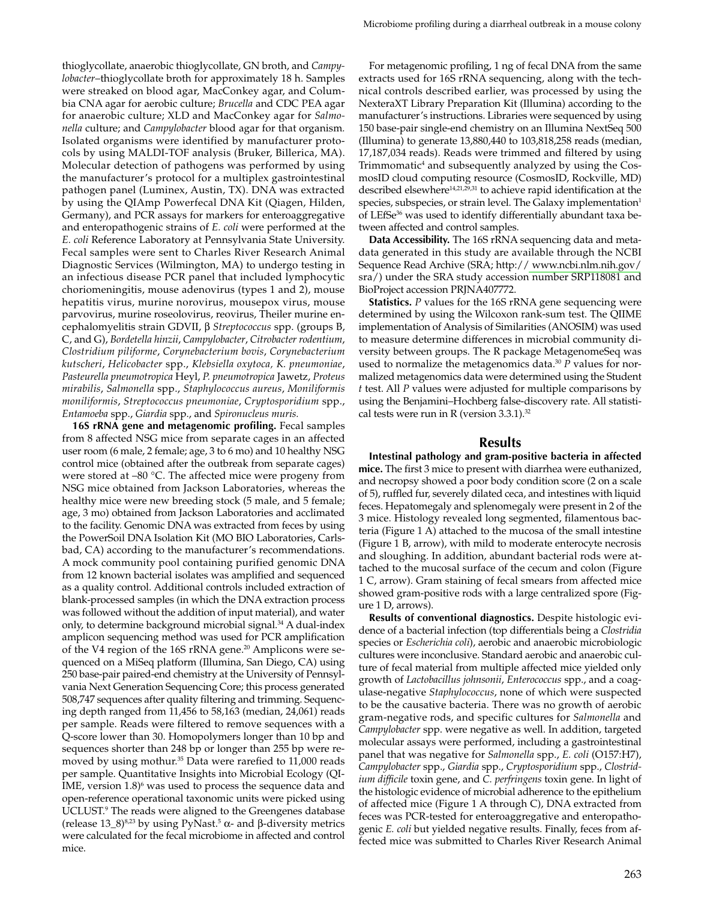thioglycollate, anaerobic thioglycollate, GN broth, and *Campylobacter*–thioglycollate broth for approximately 18 h. Samples were streaked on blood agar, MacConkey agar, and Columbia CNA agar for aerobic culture; *Brucella* and CDC PEA agar for anaerobic culture; XLD and MacConkey agar for *Salmonella* culture; and *Campylobacter* blood agar for that organism. Isolated organisms were identified by manufacturer protocols by using MALDI-TOF analysis (Bruker, Billerica, MA). Molecular detection of pathogens was performed by using the manufacturer's protocol for a multiplex gastrointestinal pathogen panel (Luminex, Austin, TX). DNA was extracted by using the QIAmp Powerfecal DNA Kit (Qiagen, Hilden, Germany), and PCR assays for markers for enteroaggregative and enteropathogenic strains of *E. coli* were performed at the *E. coli* Reference Laboratory at Pennsylvania State University. Fecal samples were sent to Charles River Research Animal Diagnostic Services (Wilmington, MA) to undergo testing in an infectious disease PCR panel that included lymphocytic choriomeningitis, mouse adenovirus (types 1 and 2), mouse hepatitis virus, murine norovirus, mousepox virus, mouse parvovirus, murine roseolovirus, reovirus, Theiler murine encephalomyelitis strain GDVII, β *Streptococcus* spp. (groups B, C, and G), *Bordetella hinzii*, *Campylobacter*, *Citrobacter rodentium*, *Clostridium piliforme*, *Corynebacterium bovis*, *Corynebacterium kutscheri*, *Helicobacter* spp., *Klebsiella oxytoca, K. pneumoniae*, *Pasteurella pneumotropica* Heyl, *P. pneumotropica* Jawetz, *Proteus mirabilis*, *Salmonella* spp., *Staphylococcus aureus*, *Moniliformis moniliformis*, *Streptococcus pneumoniae*, *Cryptosporidium* spp., *Entamoeba* spp., *Giardia* spp., and *Spironucleus muris.*

**16S rRNA gene and metagenomic profiling.** Fecal samples from 8 affected NSG mice from separate cages in an affected user room (6 male, 2 female; age, 3 to 6 mo) and 10 healthy NSG control mice (obtained after the outbreak from separate cages) were stored at –80 °C. The affected mice were progeny from NSG mice obtained from Jackson Laboratories, whereas the healthy mice were new breeding stock (5 male, and 5 female; age, 3 mo) obtained from Jackson Laboratories and acclimated to the facility. Genomic DNA was extracted from feces by using the PowerSoil DNA Isolation Kit (MO BIO Laboratories, Carlsbad, CA) according to the manufacturer's recommendations. A mock community pool containing purified genomic DNA from 12 known bacterial isolates was amplified and sequenced as a quality control. Additional controls included extraction of blank-processed samples (in which the DNA extraction process was followed without the addition of input material), and water only, to determine background microbial signal.[34] A dual-index amplicon sequencing method was used for PCR amplification of the V4 region of the 16S rRNA gene.[20] Amplicons were sequenced on a MiSeq platform (Illumina, San Diego, CA) using 250 base-pair paired-end chemistry at the University of Pennsylvania Next Generation Sequencing Core; this process generated 508,747 sequences after quality filtering and trimming. Sequencing depth ranged from 11,456 to 58,163 (median, 24,061) reads per sample. Reads were filtered to remove sequences with a Q-score lower than 30. Homopolymers longer than 10 bp and sequences shorter than 248 bp or longer than 255 bp were removed by using mothur.[35] Data were rarefied to 11,000 reads per sample. Quantitative Insights into Microbial Ecology (QIIME, version 1.8)[6] was used to process the sequence data and open-reference operational taxonomic units were picked using UCLUST.[9] The reads were aligned to the Greengenes database (release 13_8)[8,23] by using PyNast.[5] α- and β-diversity metrics were calculated for the fecal microbiome in affected and control mice.

For metagenomic profiling, 1 ng of fecal DNA from the same extracts used for 16S rRNA sequencing, along with the technical controls described earlier, was processed by using the NexteraXT Library Preparation Kit (Illumina) according to the manufacturer's instructions. Libraries were sequenced by using 150 base-pair single-end chemistry on an Illumina NextSeq 500 (Illumina) to generate 13,880,440 to 103,818,258 reads (median, 17,187,034 reads). Reads were trimmed and filtered by using Trimmomatic[4] and subsequently analyzed by using the CosmosID cloud computing resource (CosmosID, Rockville, MD) described elsewhere[14,21,29,31] to achieve rapid identification at the species, subspecies, or strain level. The Galaxy implementation[1] of LEfSe[36] was used to identify differentially abundant taxa between affected and control samples.

**Data Accessibility.** The 16S rRNA sequencing data and metadata generated in this study are available through the NCBI Sequence Read Archive (SRA; http:// www.ncbi.nlm.nih.gov/sra/) under the SRA study accession number SRP118081 and BioProject accession PRJNA407772.

**Statistics.** *P* values for the 16S rRNA gene sequencing were determined by using the Wilcoxon rank-sum test. The QIIME implementation of Analysis of Similarities (ANOSIM) was used to measure determine differences in microbial community diversity between groups. The R package MetagenomeSeq was used to normalize the metagenomics data.[30] *P* values for normalized metagenomics data were determined using the Student *t* test. All *P* values were adjusted for multiple comparisons by using the Benjamini–Hochberg false-discovery rate. All statistical tests were run in R (version 3.3.1).[32]

## Results

**Intestinal pathology and gram-positive bacteria in affected mice.** The first 3 mice to present with diarrhea were euthanized, and necropsy showed a poor body condition score (2 on a scale of 5), ruffled fur, severely dilated ceca, and intestines with liquid feces. Hepatomegaly and splenomegaly were present in 2 of the 3 mice. Histology revealed long segmented, filamentous bacteria (Figure 1 A) attached to the mucosa of the small intestine (Figure 1 B, arrow), with mild to moderate enterocyte necrosis and sloughing. In addition, abundant bacterial rods were attached to the mucosal surface of the cecum and colon (Figure 1 C, arrow). Gram staining of fecal smears from affected mice showed gram-positive rods with a large centralized spore (Figure 1 D, arrows).

**Results of conventional diagnostics.** Despite histologic evidence of a bacterial infection (top differentials being a *Clostridia* species or *Escherichia coli*), aerobic and anaerobic microbiologic cultures were inconclusive. Standard aerobic and anaerobic culture of fecal material from multiple affected mice yielded only growth of *Lactobacillus johnsonii*, *Enterococcus* spp., and a coagulase-negative *Staphylococcus*, none of which were suspected to be the causative bacteria. There was no growth of aerobic gram-negative rods, and specific cultures for *Salmonella* and *Campylobacter* spp. were negative as well. In addition, targeted molecular assays were performed, including a gastrointestinal panel that was negative for *Salmonella* spp., *E. coli* (O157:H7), *Campylobacter* spp., *Giardia* spp., *Cryptosporidium* spp., *Clostridium difficile* toxin gene, and *C. perfringens* toxin gene. In light of the histologic evidence of microbial adherence to the epithelium of affected mice (Figure 1 A through C), DNA extracted from feces was PCR-tested for enteroaggregative and enteropathogenic *E. coli* but yielded negative results. Finally, feces from affected mice was submitted to Charles River Research Animal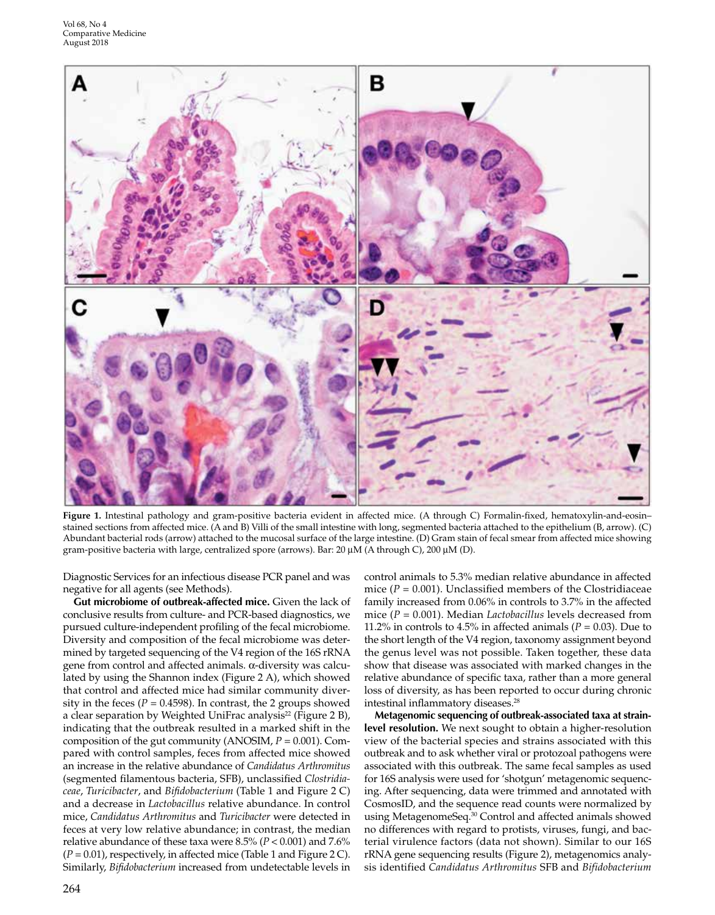**Figure 1.** Intestinal pathology and gram-positive bacteria evident in affected mice. (A through C) Formalin-fixed, hematoxylin-and-eosin–stained sections from affected mice. (A and B) Villi of the small intestine with long, segmented bacteria attached to the epithelium (B, arrow). (C) Abundant bacterial rods (arrow) attached to the mucosal surface of the large intestine. (D) Gram stain of fecal smear from affected mice showing gram-positive bacteria with large, centralized spore (arrows). Bar: 20 μM (A through C), 200 μM (D).

Diagnostic Services for an infectious disease PCR panel and was negative for all agents (see Methods).

**Gut microbiome of outbreak-affected mice.** Given the lack of conclusive results from culture- and PCR-based diagnostics, we pursued culture-independent profiling of the fecal microbiome. Diversity and composition of the fecal microbiome was determined by targeted sequencing of the V4 region of the 16S rRNA gene from control and affected animals. α-diversity was calculated by using the Shannon index (Figure 2 A), which showed that control and affected mice had similar community diversity in the feces ($P = 0.4598$). In contrast, the 2 groups showed a clear separation by Weighted UniFrac analysis[22] (Figure 2 B), indicating that the outbreak resulted in a marked shift in the composition of the gut community (ANOSIM, $P = 0.001$). Compared with control samples, feces from affected mice showed an increase in the relative abundance of *Candidatus Arthromitus* (segmented filamentous bacteria, SFB), unclassified *Clostridiaceae*, *Turicibacter*, and *Bifidobacterium* (Table 1 and Figure 2 C) and a decrease in *Lactobacillus* relative abundance. In control mice, *Candidatus Arthromitus* and *Turicibacter* were detected in feces at very low relative abundance; in contrast, the median relative abundance of these taxa were 8.5% ($P < 0.001$) and 7.6% ($P = 0.01$), respectively, in affected mice (Table 1 and Figure 2 C). Similarly, *Bifidobacterium* increased from undetectable levels in control animals to 5.3% median relative abundance in affected mice ($P = 0.001$). Unclassified members of the Clostridiaceae family increased from 0.06% in controls to 3.7% in the affected mice ($P = 0.001$). Median *Lactobacillus* levels decreased from 11.2% in controls to 4.5% in affected animals ($P = 0.03$). Due to the short length of the V4 region, taxonomy assignment beyond the genus level was not possible. Taken together, these data show that disease was associated with marked changes in the relative abundance of specific taxa, rather than a more general loss of diversity, as has been reported to occur during chronic intestinal inflammatory diseases.[28]

**Metagenomic sequencing of outbreak-associated taxa at strain-level resolution.** We next sought to obtain a higher-resolution view of the bacterial species and strains associated with this outbreak and to ask whether viral or protozoal pathogens were associated with this outbreak. The same fecal samples as used for 16S analysis were used for 'shotgun' metagenomic sequencing. After sequencing, data were trimmed and annotated with CosmosID, and the sequence read counts were normalized by using MetagenomeSeq.[30] Control and affected animals showed no differences with regard to protists, viruses, fungi, and bacterial virulence factors (data not shown). Similar to our 16S rRNA gene sequencing results (Figure 2), metagenomics analysis identified *Candidatus Arthromitus* SFB and *Bifidobacterium*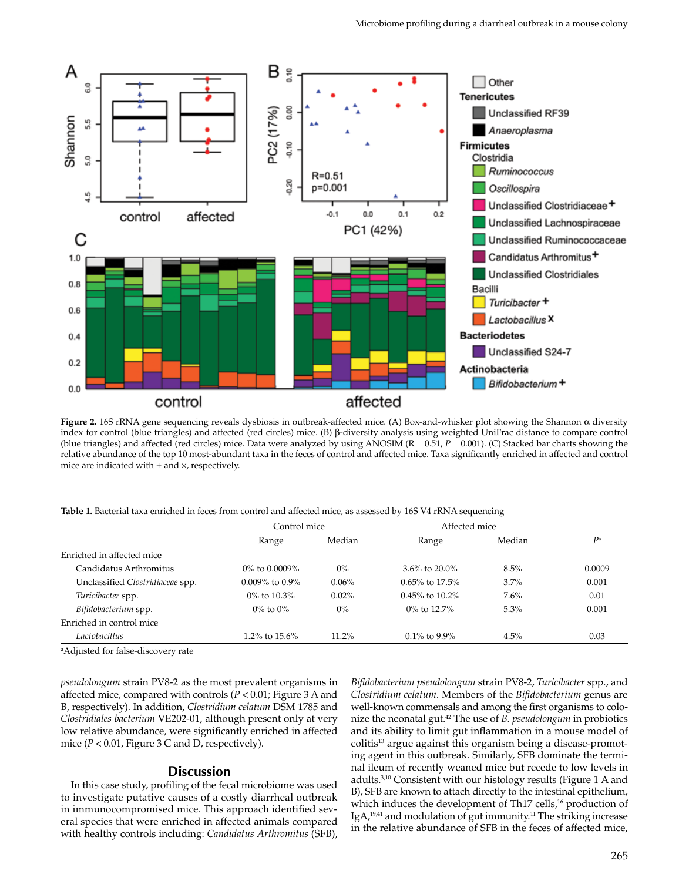**Figure 2.** 16S rRNA gene sequencing reveals dysbiosis in outbreak-affected mice. (A) Box-and-whisker plot showing the Shannon α diversity index for control (blue triangles) and affected (red circles) mice. (B) β-diversity analysis using weighted UniFrac distance to compare control (blue triangles) and affected (red circles) mice. Data were analyzed by using ANOSIM (R = 0.51, $P = 0.001$). (C) Stacked bar charts showing the relative abundance of the top 10 most-abundant taxa in the feces of control and affected mice. Taxa significantly enriched in affected and control mice are indicated with + and ×, respectively.

**Table 1.** Bacterial taxa enriched in feces from control and affected mice, as assessed by 16S V4 rRNA sequencing

| | Control mice | | Affected mice | | |
|---|---|---|---|---|---|
| | Range | Median | Range | Median | $P$[a] |
| Enriched in affected mice | | | | | |
| Candidatus Arthromitus | 0% to 0.0009% | 0% | 3.6% to 20.0% | 8.5% | 0.0009 |
| Unclassified *Clostridiaceae* spp. | 0.009% to 0.9% | 0.06% | 0.65% to 17.5% | 3.7% | 0.001 |
| *Turicibacter* spp. | 0% to 10.3% | 0.02% | 0.45% to 10.2% | 7.6% | 0.01 |
| *Bifidobacterium* spp. | 0% to 0% | 0% | 0% to 12.7% | 5.3% | 0.001 |
| Enriched in control mice | | | | | |
| *Lactobacillus* | 1.2% to 15.6% | 11.2% | 0.1% to 9.9% | 4.5% | 0.03 |

[a]Adjusted for false-discovery rate

*pseudolongum* strain PV8-2 as the most prevalent organisms in affected mice, compared with controls ($P < 0.01$; Figure 3 A and B, respectively). In addition, *Clostridium celatum* DSM 1785 and *Clostridiales bacterium* VE202-01, although present only at very low relative abundance, were significantly enriched in affected mice ($P < 0.01$, Figure 3 C and D, respectively).

## Discussion

In this case study, profiling of the fecal microbiome was used to investigate putative causes of a costly diarrheal outbreak in immunocompromised mice. This approach identified several species that were enriched in affected animals compared with healthy controls including: *Candidatus Arthromitus* (SFB), *Bifidobacterium pseudolongum* strain PV8-2, *Turicibacter* spp., and *Clostridium celatum*. Members of the *Bifidobacterium* genus are well-known commensals and among the first organisms to colonize the neonatal gut.[42] The use of *B. pseudolongum* in probiotics and its ability to limit gut inflammation in a mouse model of colitis[13] argue against this organism being a disease-promoting agent in this outbreak. Similarly, SFB dominate the terminal ileum of recently weaned mice but recede to low levels in adults.[3,10] Consistent with our histology results (Figure 1 A and B), SFB are known to attach directly to the intestinal epithelium, which induces the development of Th17 cells,[16] production of IgA,[19,41] and modulation of gut immunity.[11] The striking increase in the relative abundance of SFB in the feces of affected mice,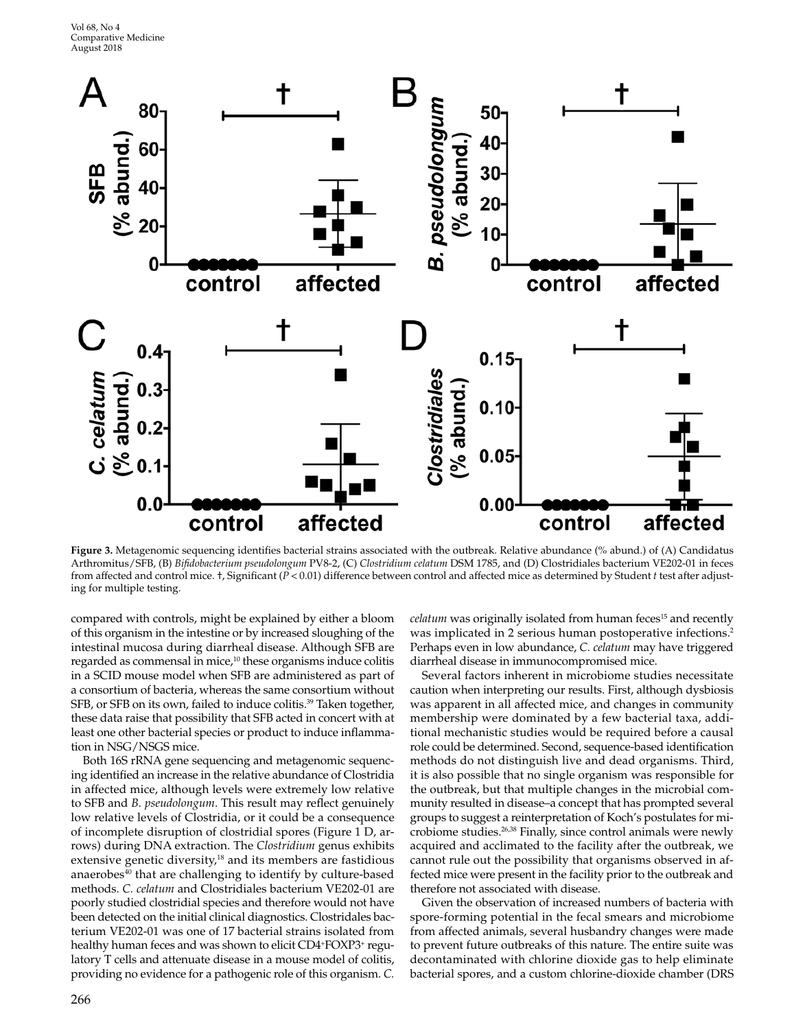**Figure 3.** Metagenomic sequencing identifies bacterial strains associated with the outbreak. Relative abundance (% abund.) of (A) Candidatus Arthromitus/SFB, (B) *Bifidobacterium pseudolongum* PV8-2, (C) *Clostridium celatum* DSM 1785, and (D) Clostridiales bacterium VE202-01 in feces from affected and control mice. †, Significant ($P < 0.01$) difference between control and affected mice as determined by Student *t* test after adjusting for multiple testing.

compared with controls, might be explained by either a bloom of this organism in the intestine or by increased sloughing of the intestinal mucosa during diarrheal disease. Although SFB are regarded as commensal in mice,[10] these organisms induce colitis in a SCID mouse model when SFB are administered as part of a consortium of bacteria, whereas the same consortium without SFB, or SFB on its own, failed to induce colitis.[39] Taken together, these data raise that possibility that SFB acted in concert with at least one other bacterial species or product to induce inflammation in NSG/NSGS mice.

Both 16S rRNA gene sequencing and metagenomic sequencing identified an increase in the relative abundance of Clostridia in affected mice, although levels were extremely low relative to SFB and *B. pseudolongum*. This result may reflect genuinely low relative levels of Clostridia, or it could be a consequence of incomplete disruption of clostridial spores (Figure 1 D, arrows) during DNA extraction. The *Clostridium* genus exhibits extensive genetic diversity,[18] and its members are fastidious anaerobes[40] that are challenging to identify by culture-based methods. *C. celatum* and Clostridiales bacterium VE202-01 are poorly studied clostridial species and therefore would not have been detected on the initial clinical diagnostics. Clostridales bacterium VE202-01 was one of 17 bacterial strains isolated from healthy human feces and was shown to elicit CD4$^+$FOXP3$^+$ regulatory T cells and attenuate disease in a mouse model of colitis, providing no evidence for a pathogenic role of this organism. *C. celatum* was originally isolated from human feces[15] and recently was implicated in 2 serious human postoperative infections.[2] Perhaps even in low abundance, *C. celatum* may have triggered diarrheal disease in immunocompromised mice.

Several factors inherent in microbiome studies necessitate caution when interpreting our results. First, although dysbiosis was apparent in all affected mice, and changes in community membership were dominated by a few bacterial taxa, additional mechanistic studies would be required before a causal role could be determined. Second, sequence-based identification methods do not distinguish live and dead organisms. Third, it is also possible that no single organism was responsible for the outbreak, but that multiple changes in the microbial community resulted in disease–a concept that has prompted several groups to suggest a reinterpretation of Koch's postulates for microbiome studies.[26,38] Finally, since control animals were newly acquired and acclimated to the facility after the outbreak, we cannot rule out the possibility that organisms observed in affected mice were present in the facility prior to the outbreak and therefore not associated with disease.

Given the observation of increased numbers of bacteria with spore-forming potential in the fecal smears and microbiome from affected animals, several husbandry changes were made to prevent future outbreaks of this nature. The entire suite was decontaminated with chlorine dioxide gas to help eliminate bacterial spores, and a custom chlorine-dioxide chamber (DRS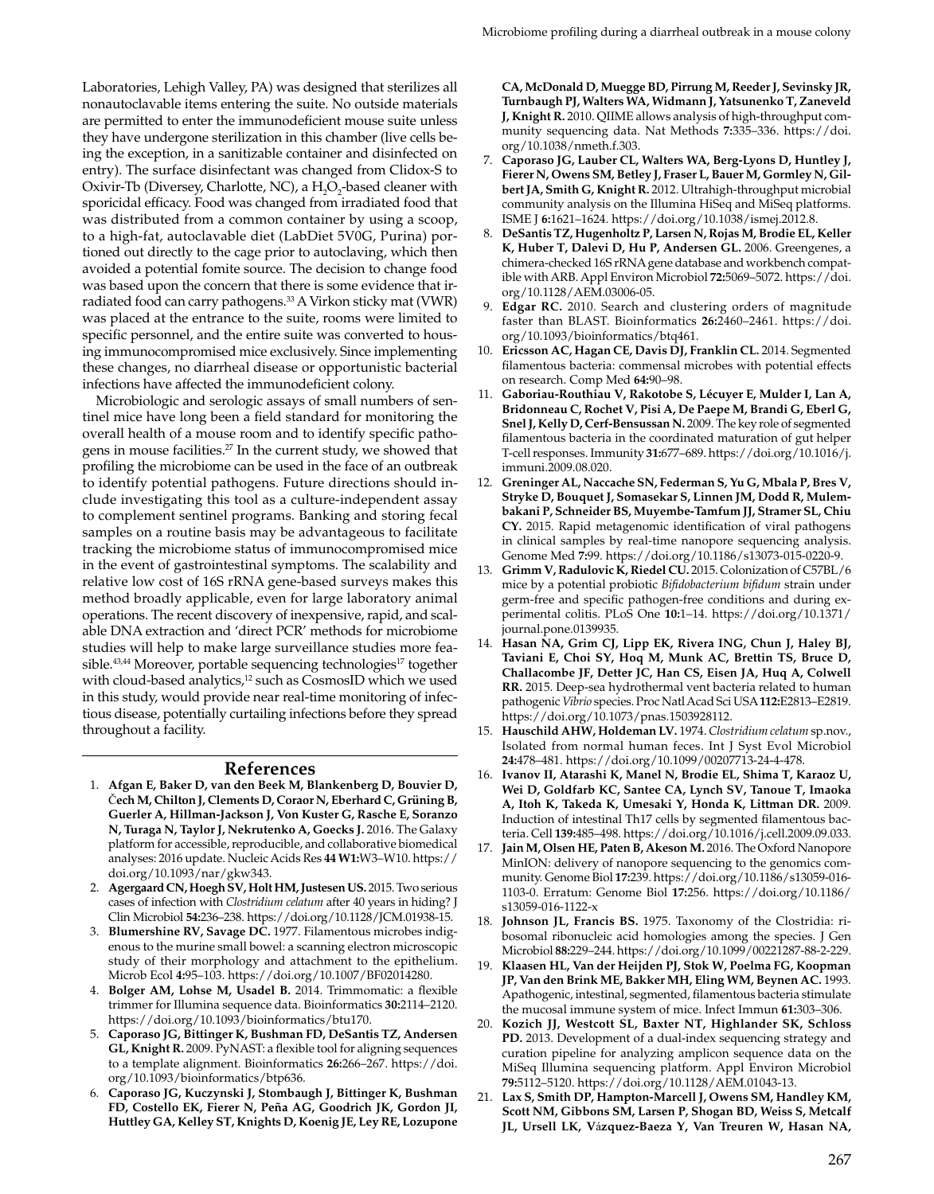Laboratories, Lehigh Valley, PA) was designed that sterilizes all nonautoclavable items entering the suite. No outside materials are permitted to enter the immunodeficient mouse suite unless they have undergone sterilization in this chamber (live cells being the exception, in a sanitizable container and disinfected on entry). The surface disinfectant was changed from Clidox-S to Oxivir-Tb (Diversey, Charlotte, NC), a $H_2O_2$-based cleaner with sporicidal efficacy. Food was changed from irradiated food that was distributed from a common container by using a scoop, to a high-fat, autoclavable diet (LabDiet 5V0G, Purina) portioned out directly to the cage prior to autoclaving, which then avoided a potential fomite source. The decision to change food was based upon the concern that there is some evidence that irradiated food can carry pathogens.[33] A Virkon sticky mat (VWR) was placed at the entrance to the suite, rooms were limited to specific personnel, and the entire suite was converted to housing immunocompromised mice exclusively. Since implementing these changes, no diarrheal disease or opportunistic bacterial infections have affected the immunodeficient colony.

Microbiologic and serologic assays of small numbers of sentinel mice have long been a field standard for monitoring the overall health of a mouse room and to identify specific pathogens in mouse facilities.[27] In the current study, we showed that profiling the microbiome can be used in the face of an outbreak to identify potential pathogens. Future directions should include investigating this tool as a culture-independent assay to complement sentinel programs. Banking and storing fecal samples on a routine basis may be advantageous to facilitate tracking the microbiome status of immunocompromised mice in the event of gastrointestinal symptoms. The scalability and relative low cost of 16S rRNA gene-based surveys makes this method broadly applicable, even for large laboratory animal operations. The recent discovery of inexpensive, rapid, and scalable DNA extraction and 'direct PCR' methods for microbiome studies will help to make large surveillance studies more feasible.[43,44] Moreover, portable sequencing technologies[17] together with cloud-based analytics,[12] such as CosmosID which we used in this study, would provide near real-time monitoring of infectious disease, potentially curtailing infections before they spread throughout a facility.

## References

1. **Afgan E, Baker D, van den Beek M, Blankenberg D, Bouvier D, Čech M, Chilton J, Clements D, Coraor N, Eberhard C, Grüning B, Guerler A, Hillman-Jackson J, Von Kuster G, Rasche E, Soranzo N, Turaga N, Taylor J, Nekrutenko A, Goecks J.** 2016. The Galaxy platform for accessible, reproducible, and collaborative biomedical analyses: 2016 update. Nucleic Acids Res **44 W1:**W3–W10. https://doi.org/10.1093/nar/gkw343.
2. **Agergaard CN, Hoegh SV, Holt HM, Justesen US.** 2015. Two serious cases of infection with *Clostridium celatum* after 40 years in hiding? J Clin Microbiol **54:**236–238. https://doi.org/10.1128/JCM.01938-15.
3. **Blumershine RV, Savage DC.** 1977. Filamentous microbes indigenous to the murine small bowel: a scanning electron microscopic study of their morphology and attachment to the epithelium. Microb Ecol **4:**95–103. https://doi.org/10.1007/BF02014280.
4. **Bolger AM, Lohse M, Usadel B.** 2014. Trimmomatic: a flexible trimmer for Illumina sequence data. Bioinformatics **30:**2114–2120. https://doi.org/10.1093/bioinformatics/btu170.
5. **Caporaso JG, Bittinger K, Bushman FD, DeSantis TZ, Andersen GL, Knight R.** 2009. PyNAST: a flexible tool for aligning sequences to a template alignment. Bioinformatics **26:**266–267. https://doi.org/10.1093/bioinformatics/btp636.
6. **Caporaso JG, Kuczynski J, Stombaugh J, Bittinger K, Bushman FD, Costello EK, Fierer N, Peña AG, Goodrich JK, Gordon JI, Huttley GA, Kelley ST, Knights D, Koenig JE, Ley RE, Lozupone CA, McDonald D, Muegge BD, Pirrung M, Reeder J, Sevinsky JR, Turnbaugh PJ, Walters WA, Widmann J, Yatsunenko T, Zaneveld J, Knight R.** 2010. QIIME allows analysis of high-throughput community sequencing data. Nat Methods **7:**335–336. https://doi.org/10.1038/nmeth.f.303.
7. **Caporaso JG, Lauber CL, Walters WA, Berg-Lyons D, Huntley J, Fierer N, Owens SM, Betley J, Fraser L, Bauer M, Gormley N, Gilbert JA, Smith G, Knight R.** 2012. Ultrahigh-throughput microbial community analysis on the Illumina HiSeq and MiSeq platforms. ISME J **6:**1621–1624. https://doi.org/10.1038/ismej.2012.8.
8. **DeSantis TZ, Hugenholtz P, Larsen N, Rojas M, Brodie EL, Keller K, Huber T, Dalevi D, Hu P, Andersen GL.** 2006. Greengenes, a chimera-checked 16S rRNA gene database and workbench compatible with ARB. Appl Environ Microbiol **72:**5069–5072. https://doi.org/10.1128/AEM.03006-05.
9. **Edgar RC.** 2010. Search and clustering orders of magnitude faster than BLAST. Bioinformatics **26:**2460–2461. https://doi.org/10.1093/bioinformatics/btq461.
10. **Ericsson AC, Hagan CE, Davis DJ, Franklin CL.** 2014. Segmented filamentous bacteria: commensal microbes with potential effects on research. Comp Med **64:**90–98.
11. **Gaboriau-Routhiau V, Rakotobe S, Lécuyer E, Mulder I, Lan A, Bridonneau C, Rochet V, Pisi A, De Paepe M, Brandi G, Eberl G, Snel J, Kelly D, Cerf-Bensussan N.** 2009. The key role of segmented filamentous bacteria in the coordinated maturation of gut helper T-cell responses. Immunity **31:**677–689. https://doi.org/10.1016/j.immuni.2009.08.020.
12. **Greninger AL, Naccache SN, Federman S, Yu G, Mbala P, Bres V, Stryke D, Bouquet J, Somasekar S, Linnen JM, Dodd R, Mulembakani P, Schneider BS, Muyembe-Tamfum JJ, Stramer SL, Chiu CY.** 2015. Rapid metagenomic identification of viral pathogens in clinical samples by real-time nanopore sequencing analysis. Genome Med **7:**99. https://doi.org/10.1186/s13073-015-0220-9.
13. **Grimm V, Radulovic K, Riedel CU.** 2015. Colonization of C57BL/6 mice by a potential probiotic *Bifidobacterium bifidum* strain under germ-free and specific pathogen-free conditions and during experimental colitis. PLoS One **10:**1–14. https://doi.org/10.1371/journal.pone.0139935.
14. **Hasan NA, Grim CJ, Lipp EK, Rivera ING, Chun J, Haley BJ, Taviani E, Choi SY, Hoq M, Munk AC, Brettin TS, Bruce D, Challacombe JF, Detter JC, Han CS, Eisen JA, Huq A, Colwell RR.** 2015. Deep-sea hydrothermal vent bacteria related to human pathogenic *Vibrio* species. Proc Natl Acad Sci USA **112:**E2813–E2819. https://doi.org/10.1073/pnas.1503928112.
15. **Hauschild AHW, Holdeman LV.** 1974. *Clostridium celatum* sp.nov., Isolated from normal human feces. Int J Syst Evol Microbiol **24:**478–481. https://doi.org/10.1099/00207713-24-4-478.
16. **Ivanov II, Atarashi K, Manel N, Brodie EL, Shima T, Karaoz U, Wei D, Goldfarb KC, Santee CA, Lynch SV, Tanoue T, Imaoka A, Itoh K, Takeda K, Umesaki Y, Honda K, Littman DR.** 2009. Induction of intestinal Th17 cells by segmented filamentous bacteria. Cell **139:**485–498. https://doi.org/10.1016/j.cell.2009.09.033.
17. **Jain M, Olsen HE, Paten B, Akeson M.** 2016. The Oxford Nanopore MinION: delivery of nanopore sequencing to the genomics community. Genome Biol **17:**239. https://doi.org/10.1186/s13059-016-1103-0. Erratum: Genome Biol **17:**256. https://doi.org/10.1186/s13059-016-1122-x
18. **Johnson JL, Francis BS.** 1975. Taxonomy of the Clostridia: ribosomal ribonucleic acid homologies among the species. J Gen Microbiol **88:**229–244. https://doi.org/10.1099/00221287-88-2-229.
19. **Klaasen HL, Van der Heijden PJ, Stok W, Poelma FG, Koopman JP, Van den Brink ME, Bakker MH, Eling WM, Beynen AC.** 1993. Apathogenic, intestinal, segmented, filamentous bacteria stimulate the mucosal immune system of mice. Infect Immun **61:**303–306.
20. **Kozich JJ, Westcott SL, Baxter NT, Highlander SK, Schloss PD.** 2013. Development of a dual-index sequencing strategy and curation pipeline for analyzing amplicon sequence data on the MiSeq Illumina sequencing platform. Appl Environ Microbiol **79:**5112–5120. https://doi.org/10.1128/AEM.01043-13.
21. **Lax S, Smith DP, Hampton-Marcell J, Owens SM, Handley KM, Scott NM, Gibbons SM, Larsen P, Shogan BD, Weiss S, Metcalf JL, Ursell LK, Vázquez-Baeza Y, Van Treuren W, Hasan NA,**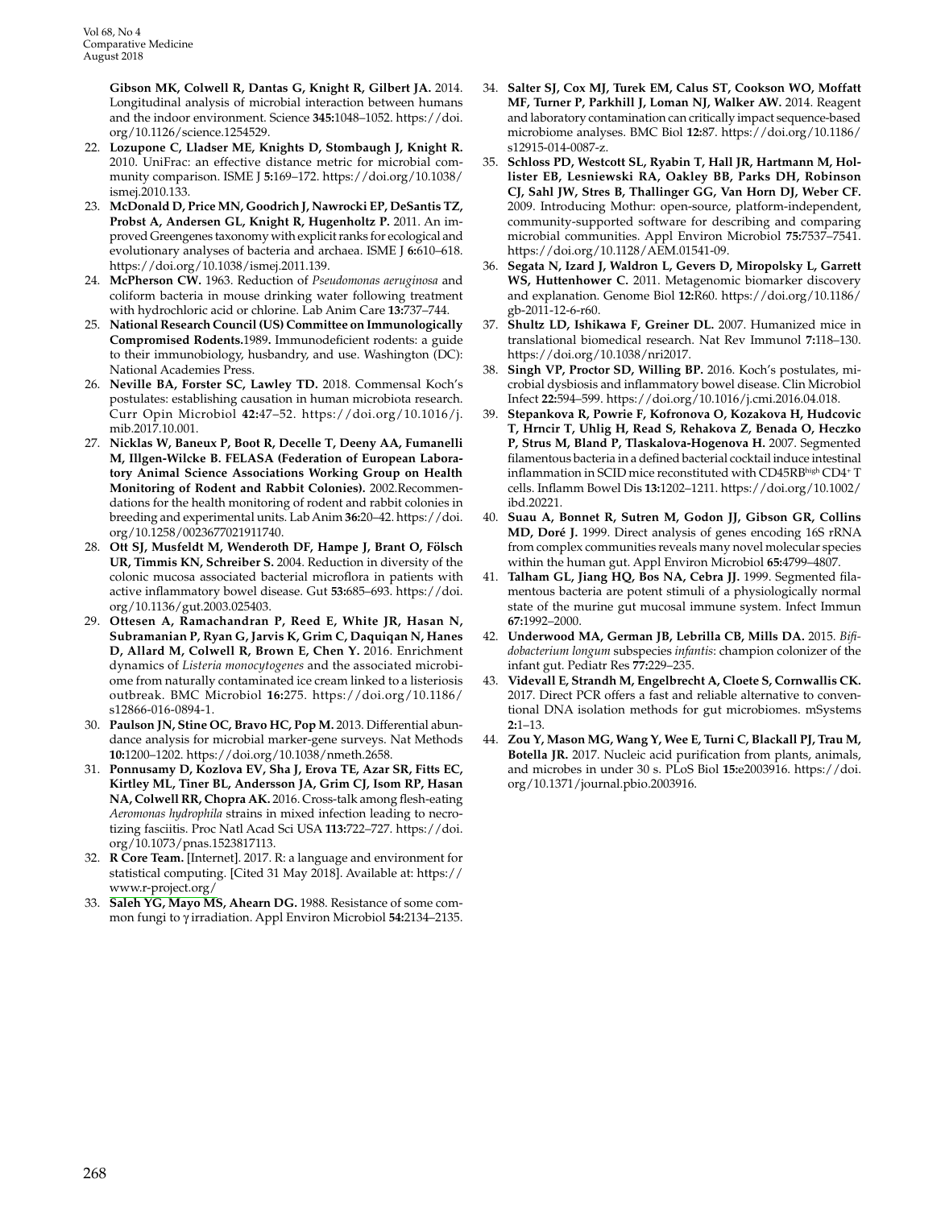**Gibson MK, Colwell R, Dantas G, Knight R, Gilbert JA.** 2014. Longitudinal analysis of microbial interaction between humans and the indoor environment. Science **345:**1048–1052. https://doi.org/10.1126/science.1254529.

22. **Lozupone C, Lladser ME, Knights D, Stombaugh J, Knight R.** 2010. UniFrac: an effective distance metric for microbial community comparison. ISME J **5:**169–172. https://doi.org/10.1038/ismej.2010.133.
23. **McDonald D, Price MN, Goodrich J, Nawrocki EP, DeSantis TZ, Probst A, Andersen GL, Knight R, Hugenholtz P.** 2011. An improved Greengenes taxonomy with explicit ranks for ecological and evolutionary analyses of bacteria and archaea. ISME J **6:**610–618. https://doi.org/10.1038/ismej.2011.139.
24. **McPherson CW.** 1963. Reduction of *Pseudomonas aeruginosa* and coliform bacteria in mouse drinking water following treatment with hydrochloric acid or chlorine. Lab Anim Care **13:**737–744.
25. **National Research Council (US) Committee on Immunologically Compromised Rodents.**1989**.** Immunodeficient rodents: a guide to their immunobiology, husbandry, and use. Washington (DC): National Academies Press.
26. **Neville BA, Forster SC, Lawley TD.** 2018. Commensal Koch's postulates: establishing causation in human microbiota research. Curr Opin Microbiol **42:**47–52. https://doi.org/10.1016/j.mib.2017.10.001.
27. **Nicklas W, Baneux P, Boot R, Decelle T, Deeny AA, Fumanelli M, Illgen-Wilcke B. FELASA (Federation of European Laboratory Animal Science Associations Working Group on Health Monitoring of Rodent and Rabbit Colonies).** 2002.Recommendations for the health monitoring of rodent and rabbit colonies in breeding and experimental units. Lab Anim **36:**20–42. https://doi.org/10.1258/0023677021911740.
28. **Ott SJ, Musfeldt M, Wenderoth DF, Hampe J, Brant O, Fölsch UR, Timmis KN, Schreiber S.** 2004. Reduction in diversity of the colonic mucosa associated bacterial microflora in patients with active inflammatory bowel disease. Gut **53:**685–693. https://doi.org/10.1136/gut.2003.025403.
29. **Ottesen A, Ramachandran P, Reed E, White JR, Hasan N, Subramanian P, Ryan G, Jarvis K, Grim C, Daquiqan N, Hanes D, Allard M, Colwell R, Brown E, Chen Y.** 2016. Enrichment dynamics of *Listeria monocytogenes* and the associated microbiome from naturally contaminated ice cream linked to a listeriosis outbreak. BMC Microbiol **16:**275. https://doi.org/10.1186/s12866-016-0894-1.
30. **Paulson JN, Stine OC, Bravo HC, Pop M.** 2013. Differential abundance analysis for microbial marker-gene surveys. Nat Methods **10:**1200–1202. https://doi.org/10.1038/nmeth.2658.
31. **Ponnusamy D, Kozlova EV, Sha J, Erova TE, Azar SR, Fitts EC, Kirtley ML, Tiner BL, Andersson JA, Grim CJ, Isom RP, Hasan NA, Colwell RR, Chopra AK.** 2016. Cross-talk among flesh-eating *Aeromonas hydrophila* strains in mixed infection leading to necrotizing fasciitis. Proc Natl Acad Sci USA **113:**722–727. https://doi.org/10.1073/pnas.1523817113.
32. **R Core Team.** [Internet]. 2017. R: a language and environment for statistical computing. [Cited 31 May 2018]. Available at: https://www.r-project.org/
33. **Saleh YG, Mayo MS, Ahearn DG.** 1988. Resistance of some common fungi to γ irradiation. Appl Environ Microbiol **54:**2134–2135.
34. **Salter SJ, Cox MJ, Turek EM, Calus ST, Cookson WO, Moffatt MF, Turner P, Parkhill J, Loman NJ, Walker AW.** 2014. Reagent and laboratory contamination can critically impact sequence-based microbiome analyses. BMC Biol **12:**87. https://doi.org/10.1186/s12915-014-0087-z.
35. **Schloss PD, Westcott SL, Ryabin T, Hall JR, Hartmann M, Hollister EB, Lesniewski RA, Oakley BB, Parks DH, Robinson CJ, Sahl JW, Stres B, Thallinger GG, Van Horn DJ, Weber CF.** 2009. Introducing Mothur: open-source, platform-independent, community-supported software for describing and comparing microbial communities. Appl Environ Microbiol **75:**7537–7541. https://doi.org/10.1128/AEM.01541-09.
36. **Segata N, Izard J, Waldron L, Gevers D, Miropolsky L, Garrett WS, Huttenhower C.** 2011. Metagenomic biomarker discovery and explanation. Genome Biol **12:**R60. https://doi.org/10.1186/gb-2011-12-6-r60.
37. **Shultz LD, Ishikawa F, Greiner DL.** 2007. Humanized mice in translational biomedical research. Nat Rev Immunol **7:**118–130. https://doi.org/10.1038/nri2017.
38. **Singh VP, Proctor SD, Willing BP.** 2016. Koch's postulates, microbial dysbiosis and inflammatory bowel disease. Clin Microbiol Infect **22:**594–599. https://doi.org/10.1016/j.cmi.2016.04.018.
39. **Stepankova R, Powrie F, Kofronova O, Kozakova H, Hudcovic T, Hrncir T, Uhlig H, Read S, Rehakova Z, Benada O, Heczko P, Strus M, Bland P, Tlaskalova-Hogenova H.** 2007. Segmented filamentous bacteria in a defined bacterial cocktail induce intestinal inflammation in SCID mice reconstituted with CD45RB$^{high}$ CD4$^{+}$ T cells. Inflamm Bowel Dis **13:**1202–1211. https://doi.org/10.1002/ibd.20221.
40. **Suau A, Bonnet R, Sutren M, Godon JJ, Gibson GR, Collins MD, Doré J.** 1999. Direct analysis of genes encoding 16S rRNA from complex communities reveals many novel molecular species within the human gut. Appl Environ Microbiol **65:**4799–4807.
41. **Talham GL, Jiang HQ, Bos NA, Cebra JJ.** 1999. Segmented filamentous bacteria are potent stimuli of a physiologically normal state of the murine gut mucosal immune system. Infect Immun **67:**1992–2000.
42. **Underwood MA, German JB, Lebrilla CB, Mills DA.** 2015. *Bifidobacterium longum* subspecies *infantis*: champion colonizer of the infant gut. Pediatr Res **77:**229–235.
43. **Videvall E, Strandh M, Engelbrecht A, Cloete S, Cornwallis CK.** 2017. Direct PCR offers a fast and reliable alternative to conventional DNA isolation methods for gut microbiomes. mSystems **2:**1–13.
44. **Zou Y, Mason MG, Wang Y, Wee E, Turni C, Blackall PJ, Trau M, Botella JR.** 2017. Nucleic acid purification from plants, animals, and microbes in under 30 s. PLoS Biol **15:**e2003916. https://doi.org/10.1371/journal.pbio.2003916.